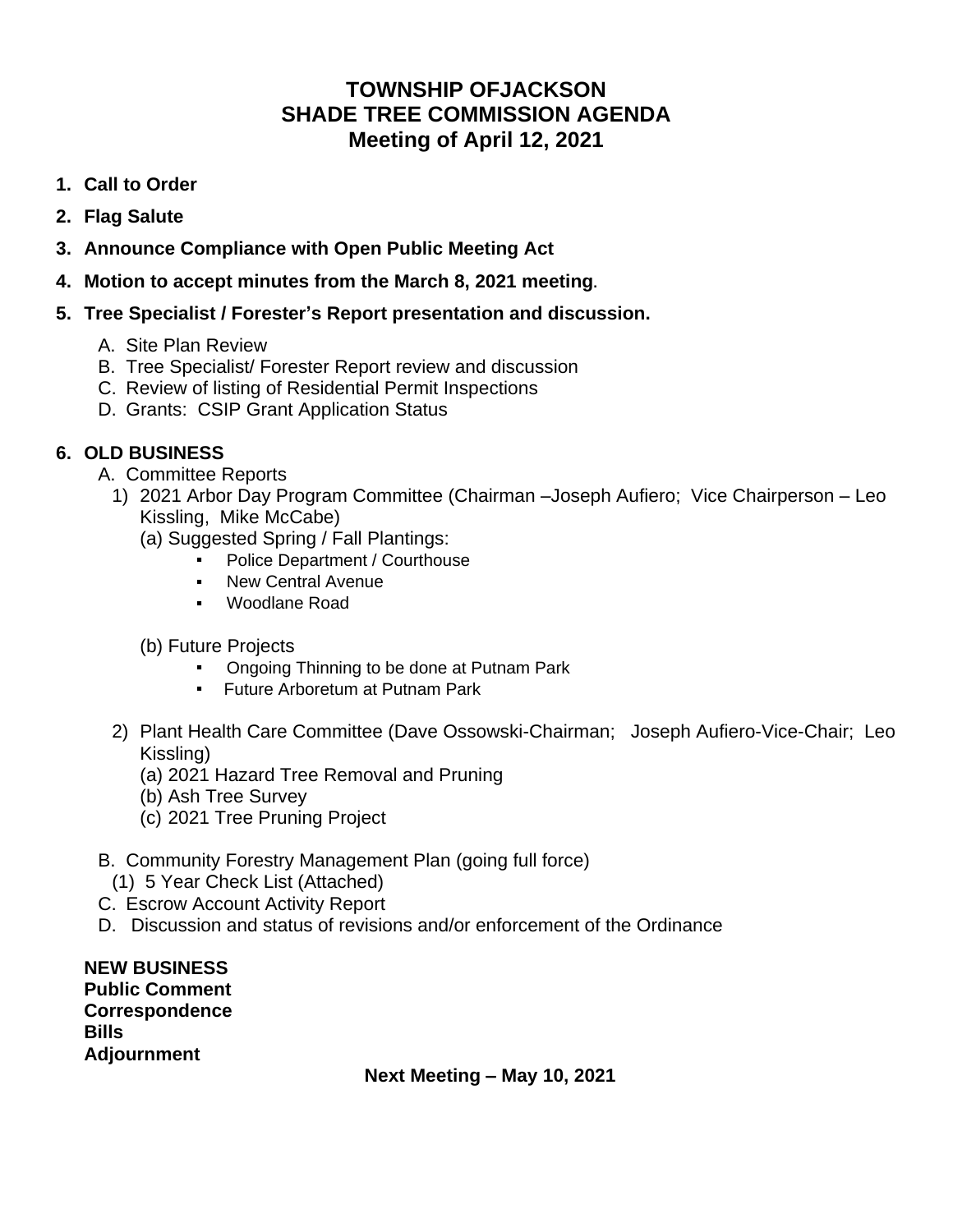# TOWNSHIP OFJACKSON
# SHADE TREE COMMISSION AGENDA
# Meeting of April 12, 2021

1. **Call to Order**
2. **Flag Salute**
3. **Announce Compliance with Open Public Meeting Act**
4. **Motion to accept minutes from the March 8, 2021 meeting**.
5. **Tree Specialist / Forester's Report presentation and discussion.**
   - A. Site Plan Review
   - B. Tree Specialist/ Forester Report review and discussion
   - C. Review of listing of Residential Permit Inspections
   - D. Grants: CSIP Grant Application Status

6. **OLD BUSINESS**
   - A. Committee Reports
     1) 2021 Arbor Day Program Committee (Chairman –Joseph Aufiero; Vice Chairperson – Leo Kissling, Mike McCabe)
        - (a) Suggested Spring / Fall Plantings:
          - Police Department / Courthouse
          - New Central Avenue
          - Woodlane Road
        - (b) Future Projects
          - Ongoing Thinning to be done at Putnam Park
          - Future Arboretum at Putnam Park
     2) Plant Health Care Committee (Dave Ossowski-Chairman; Joseph Aufiero-Vice-Chair; Leo Kissling)
        - (a) 2021 Hazard Tree Removal and Pruning
        - (b) Ash Tree Survey
        - (c) 2021 Tree Pruning Project
   - B. Community Forestry Management Plan (going full force)
     - (1) 5 Year Check List (Attached)
   - C. Escrow Account Activity Report
   - D. Discussion and status of revisions and/or enforcement of the Ordinance

**NEW BUSINESS**
**Public Comment**
**Correspondence**
**Bills**
**Adjournment**

**Next Meeting – May 10, 2021**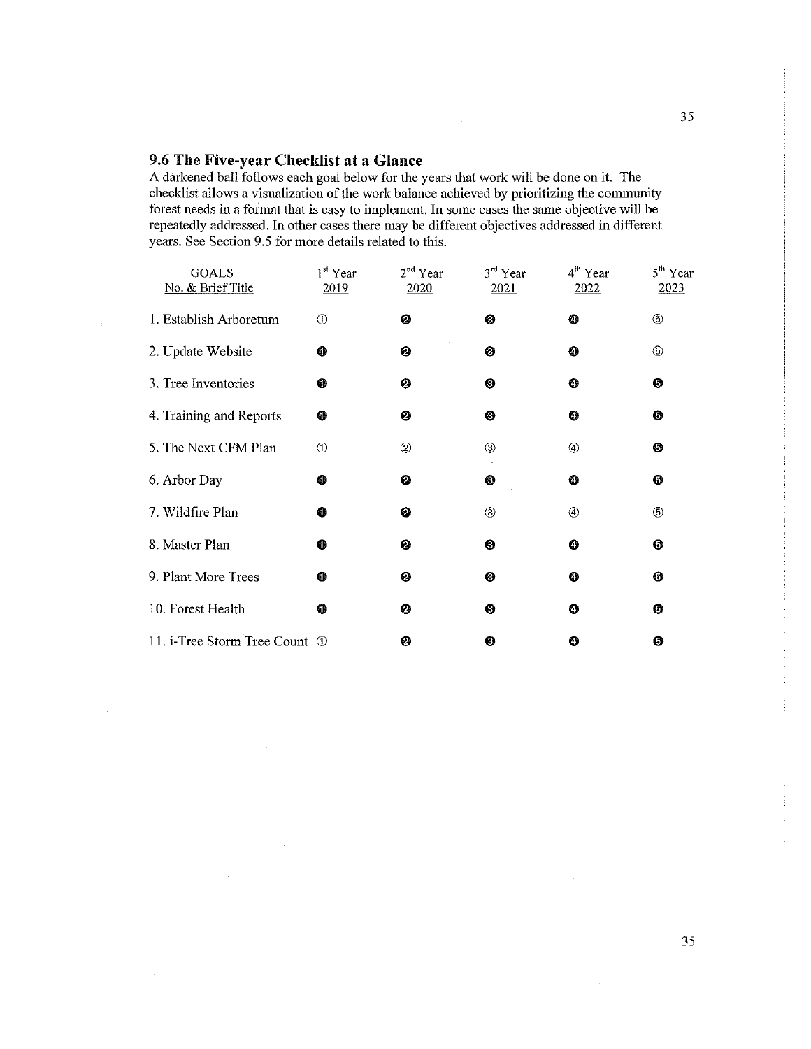### 9.6 The Five-year Checklist at a Glance

A darkened ball follows each goal below for the years that work will be done on it. The checklist allows a visualization of the work balance achieved by prioritizing the community forest needs in a format that is easy to implement. In some cases the same objective will be repeatedly addressed. In other cases there may be different objectives addressed in different years. See Section 9.5 for more details related to this.

| GOALS<br>No. & Brief Title | 1st Year<br>2019 | 2nd Year<br>2020 | 3rd Year<br>2021 | 4th Year<br>2022 | 5th Year<br>2023 |
|---|---|---|---|---|---|
| 1. Establish Arboretum | ① | ❷ | ❸ | ❹ | ⑤ |
| 2. Update Website | ❶ | ❷ | ❸ | ❹ | ⑤ |
| 3. Tree Inventories | ❶ | ❷ | ❸ | ❹ | ❺ |
| 4. Training and Reports | ❶ | ❷ | ❸ | ❹ | ❺ |
| 5. The Next CFM Plan | ① | ② | ③ | ④ | ❺ |
| 6. Arbor Day | ❶ | ❷ | ❸ | ❹ | ❺ |
| 7. Wildfire Plan | ❶ | ❷ | ③ | ④ | ⑤ |
| 8. Master Plan | ❶ | ❷ | ❸ | ❹ | ❺ |
| 9. Plant More Trees | ❶ | ❷ | ❸ | ❹ | ❺ |
| 10. Forest Health | ❶ | ❷ | ❸ | ❹ | ❺ |
| 11. i-Tree Storm Tree Count | ① | ❷ | ❸ | ❹ | ❺ |